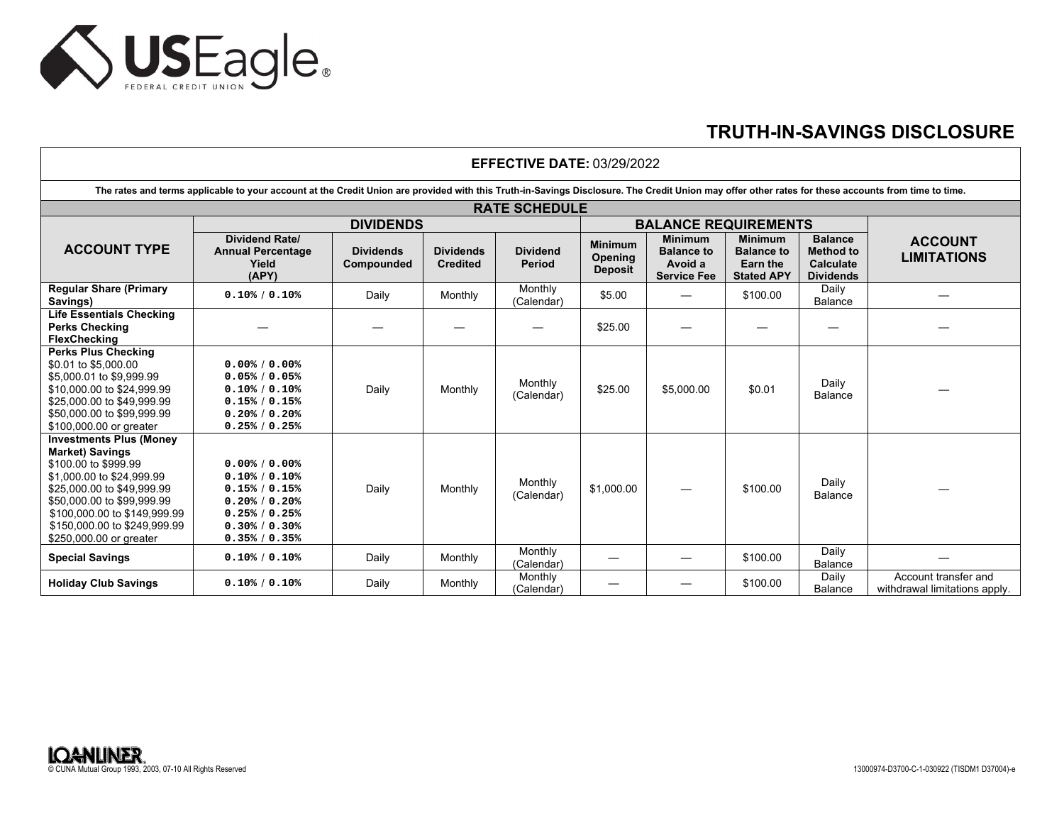USEagle® FEDERAL CREDIT UNION

# TRUTH-IN-SAVINGS DISCLOSURE

**EFFECTIVE DATE:** 03/29/2022

**The rates and terms applicable to your account at the Credit Union are provided with this Truth-in-Savings Disclosure. The Credit Union may offer other rates for these accounts from time to time.**

## RATE SCHEDULE

| ACCOUNT TYPE | DIVIDENDS | | | | BALANCE REQUIREMENTS | | | | ACCOUNT LIMITATIONS |
|---|---|---|---|---|---|---|---|---|---|
| | Dividend Rate/ Annual Percentage Yield (APY) | Dividends Compounded | Dividends Credited | Dividend Period | Minimum Opening Deposit | Minimum Balance to Avoid a Service Fee | Minimum Balance to Earn the Stated APY | Balance Method to Calculate Dividends | |
| **Regular Share (Primary Savings)** | 0.10% / 0.10% | Daily | Monthly | Monthly (Calendar) | $5.00 | — | $100.00 | Daily Balance | — |
| **Life Essentials Checking**<br>**Perks Checking**<br>**FlexChecking** | — | — | — | — | $25.00 | — | — | — | — |
| **Perks Plus Checking**<br>$0.01 to $5,000.00<br>$5,000.01 to $9,999.99<br>$10,000.00 to $24,999.99<br>$25,000.00 to $49,999.99<br>$50,000.00 to $99,999.99<br>$100,000.00 or greater | <br>0.00% / 0.00%<br>0.05% / 0.05%<br>0.10% / 0.10%<br>0.15% / 0.15%<br>0.20% / 0.20%<br>0.25% / 0.25% | Daily | Monthly | Monthly (Calendar) | $25.00 | $5,000.00 | $0.01 | Daily Balance | — |
| **Investments Plus (Money Market) Savings**<br>$100.00 to $999.99<br>$1,000.00 to $24,999.99<br>$25,000.00 to $49,999.99<br>$50,000.00 to $99,999.99<br>$100,000.00 to $149,999.99<br>$150,000.00 to $249,999.99<br>$250,000.00 or greater | <br>0.00% / 0.00%<br>0.10% / 0.10%<br>0.15% / 0.15%<br>0.20% / 0.20%<br>0.25% / 0.25%<br>0.30% / 0.30%<br>0.35% / 0.35% | Daily | Monthly | Monthly (Calendar) | $1,000.00 | — | $100.00 | Daily Balance | — |
| **Special Savings** | 0.10% / 0.10% | Daily | Monthly | Monthly (Calendar) | — | — | $100.00 | Daily Balance | — |
| **Holiday Club Savings** | 0.10% / 0.10% | Daily | Monthly | Monthly (Calendar) | — | — | $100.00 | Daily Balance | Account transfer and withdrawal limitations apply. |

LOANLINER® © CUNA Mutual Group 1993, 2003, 07-10 All Rights Reserved

13000974-D3700-C-1-030922 (TISDM1 D37004)-e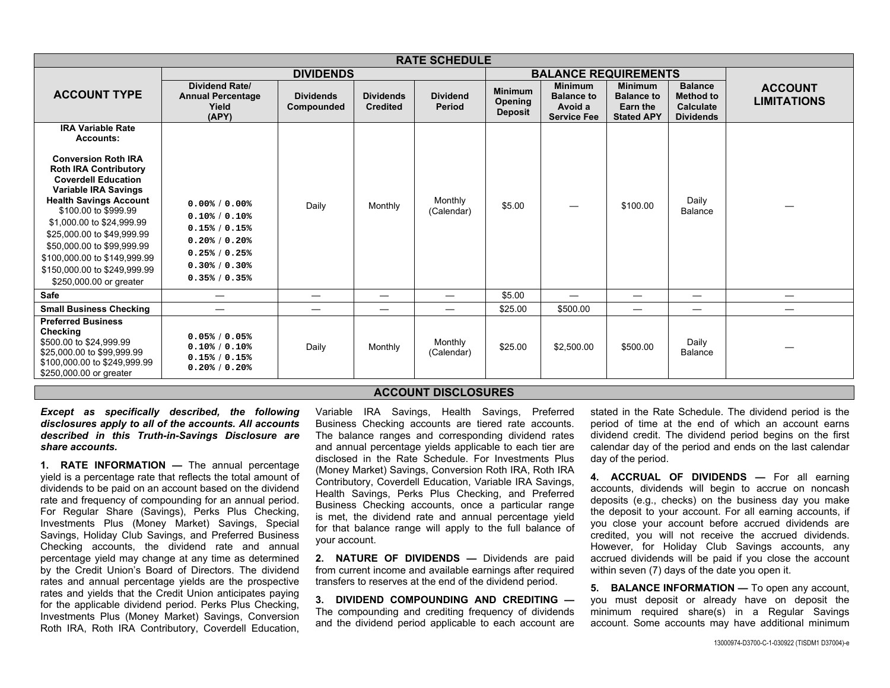| RATE SCHEDULE | | | | | | | | | |
|---|---|---|---|---|---|---|---|---|---|
| | DIVIDENDS | | | | BALANCE REQUIREMENTS | | | | |
| ACCOUNT TYPE | Dividend Rate/ Annual Percentage Yield (APY) | Dividends Compounded | Dividends Credited | Dividend Period | Minimum Opening Deposit | Minimum Balance to Avoid a Service Fee | Minimum Balance to Earn the Stated APY | Balance Method to Calculate Dividends | ACCOUNT LIMITATIONS |
| **IRA Variable Rate Accounts:** **Conversion Roth IRA** **Roth IRA Contributory** **Coverdell Education** **Variable IRA Savings** **Health Savings Account** $100.00 to $999.99 $1,000.00 to $24,999.99 $25,000.00 to $49,999.99 $50,000.00 to $99,999.99 $100,000.00 to $149,999.99 $150,000.00 to $249,999.99 $250,000.00 or greater | 0.00% / 0.00% 0.10% / 0.10% 0.15% / 0.15% 0.20% / 0.20% 0.25% / 0.25% 0.30% / 0.30% 0.35% / 0.35% | Daily | Monthly | Monthly (Calendar) | $5.00 | — | $100.00 | Daily Balance | — |
| **Safe** | — | — | — | — | $5.00 | — | — | — | — |
| **Small Business Checking** | — | — | — | — | $25.00 | $500.00 | — | — | — |
| **Preferred Business Checking** $500.00 to $24,999.99 $25,000.00 to $99,999.99 $100,000.00 to $249,999.99 $250,000.00 or greater | 0.05% / 0.05% 0.10% / 0.10% 0.15% / 0.15% 0.20% / 0.20% | Daily | Monthly | Monthly (Calendar) | $25.00 | $2,500.00 | $500.00 | Daily Balance | — |

## ACCOUNT DISCLOSURES

***Except as specifically described, the following disclosures apply to all of the accounts. All accounts described in this Truth-in-Savings Disclosure are share accounts.***

**1. RATE INFORMATION —** The annual percentage yield is a percentage rate that reflects the total amount of dividends to be paid on an account based on the dividend rate and frequency of compounding for an annual period. For Regular Share (Savings), Perks Plus Checking, Investments Plus (Money Market) Savings, Special Savings, Holiday Club Savings, and Preferred Business Checking accounts, the dividend rate and annual percentage yield may change at any time as determined by the Credit Union's Board of Directors. The dividend rates and annual percentage yields are the prospective rates and yields that the Credit Union anticipates paying for the applicable dividend period. Perks Plus Checking, Investments Plus (Money Market) Savings, Conversion Roth IRA, Roth IRA Contributory, Coverdell Education, Variable IRA Savings, Health Savings, Preferred Business Checking accounts are tiered rate accounts. The balance ranges and corresponding dividend rates and annual percentage yields applicable to each tier are disclosed in the Rate Schedule. For Investments Plus (Money Market) Savings, Conversion Roth IRA, Roth IRA Contributory, Coverdell Education, Variable IRA Savings, Health Savings, Perks Plus Checking, and Preferred Business Checking accounts, once a particular range is met, the dividend rate and annual percentage yield for that balance range will apply to the full balance of your account.

**2. NATURE OF DIVIDENDS —** Dividends are paid from current income and available earnings after required transfers to reserves at the end of the dividend period.

**3. DIVIDEND COMPOUNDING AND CREDITING —** The compounding and crediting frequency of dividends and the dividend period applicable to each account are stated in the Rate Schedule. The dividend period is the period of time at the end of which an account earns dividend credit. The dividend period begins on the first calendar day of the period and ends on the last calendar day of the period.

**4. ACCRUAL OF DIVIDENDS —** For all earning accounts, dividends will begin to accrue on noncash deposits (e.g., checks) on the business day you make the deposit to your account. For all earning accounts, if you close your account before accrued dividends are credited, you will not receive the accrued dividends. However, for Holiday Club Savings accounts, any accrued dividends will be paid if you close the account within seven (7) days of the date you open it.

**5. BALANCE INFORMATION —** To open any account, you must deposit or already have on deposit the minimum required share(s) in a Regular Savings account. Some accounts may have additional minimum

13000974-D3700-C-1-030922 (TISDM1 D37004)-e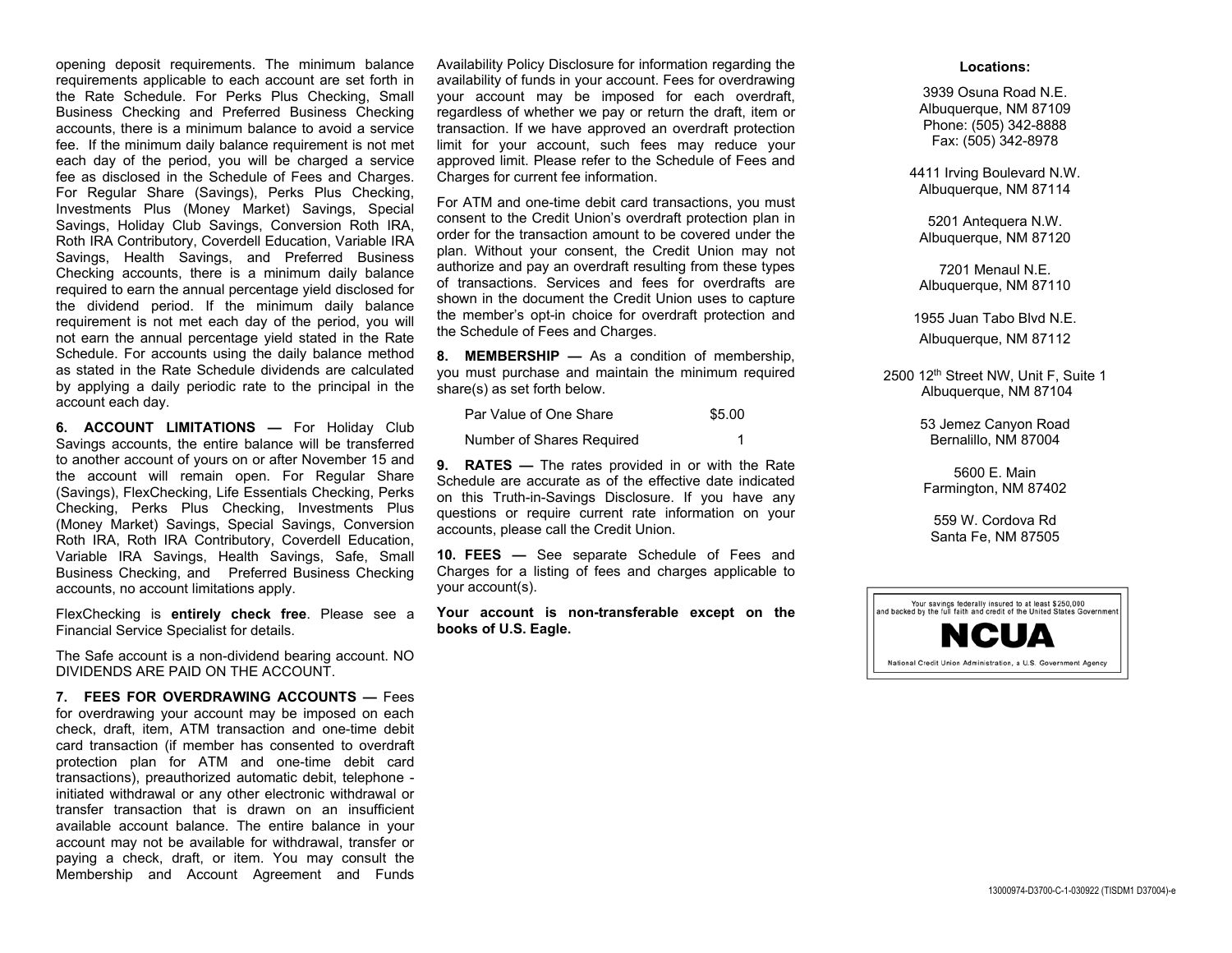opening deposit requirements. The minimum balance requirements applicable to each account are set forth in the Rate Schedule. For Perks Plus Checking, Small Business Checking and Preferred Business Checking accounts, there is a minimum balance to avoid a service fee. If the minimum daily balance requirement is not met each day of the period, you will be charged a service fee as disclosed in the Schedule of Fees and Charges. For Regular Share (Savings), Perks Plus Checking, Investments Plus (Money Market) Savings, Special Savings, Holiday Club Savings, Conversion Roth IRA, Roth IRA Contributory, Coverdell Education, Variable IRA Savings, Health Savings, and Preferred Business Checking accounts, there is a minimum daily balance required to earn the annual percentage yield disclosed for the dividend period. If the minimum daily balance requirement is not met each day of the period, you will not earn the annual percentage yield stated in the Rate Schedule. For accounts using the daily balance method as stated in the Rate Schedule dividends are calculated by applying a daily periodic rate to the principal in the account each day.

**6. ACCOUNT LIMITATIONS —** For Holiday Club Savings accounts, the entire balance will be transferred to another account of yours on or after November 15 and the account will remain open. For Regular Share (Savings), FlexChecking, Life Essentials Checking, Perks Checking, Perks Plus Checking, Investments Plus (Money Market) Savings, Special Savings, Conversion Roth IRA, Roth IRA Contributory, Coverdell Education, Variable IRA Savings, Health Savings, Safe, Small Business Checking, and Preferred Business Checking accounts, no account limitations apply.

FlexChecking is **entirely check free**. Please see a Financial Service Specialist for details.

The Safe account is a non-dividend bearing account. NO DIVIDENDS ARE PAID ON THE ACCOUNT.

**7. FEES FOR OVERDRAWING ACCOUNTS —** Fees for overdrawing your account may be imposed on each check, draft, item, ATM transaction and one-time debit card transaction (if member has consented to overdraft protection plan for ATM and one-time debit card transactions), preauthorized automatic debit, telephone - initiated withdrawal or any other electronic withdrawal or transfer transaction that is drawn on an insufficient available account balance. The entire balance in your account may not be available for withdrawal, transfer or paying a check, draft, or item. You may consult the Membership and Account Agreement and Funds Availability Policy Disclosure for information regarding the availability of funds in your account. Fees for overdrawing your account may be imposed for each overdraft, regardless of whether we pay or return the draft, item or transaction. If we have approved an overdraft protection limit for your account, such fees may reduce your approved limit. Please refer to the Schedule of Fees and Charges for current fee information.

For ATM and one-time debit card transactions, you must consent to the Credit Union's overdraft protection plan in order for the transaction amount to be covered under the plan. Without your consent, the Credit Union may not authorize and pay an overdraft resulting from these types of transactions. Services and fees for overdrafts are shown in the document the Credit Union uses to capture the member's opt-in choice for overdraft protection and the Schedule of Fees and Charges.

**8. MEMBERSHIP —** As a condition of membership, you must purchase and maintain the minimum required share(s) as set forth below.

| | |
|---|---|
| Par Value of One Share | $5.00 |
| Number of Shares Required | 1 |

**9. RATES —** The rates provided in or with the Rate Schedule are accurate as of the effective date indicated on this Truth-in-Savings Disclosure. If you have any questions or require current rate information on your accounts, please call the Credit Union.

**10. FEES —** See separate Schedule of Fees and Charges for a listing of fees and charges applicable to your account(s).

**Your account is non-transferable except on the books of U.S. Eagle.**

**Locations:**

3939 Osuna Road N.E.
Albuquerque, NM 87109
Phone: (505) 342-8888
Fax: (505) 342-8978

4411 Irving Boulevard N.W.
Albuquerque, NM 87114

5201 Antequera N.W.
Albuquerque, NM 87120

7201 Menaul N.E.
Albuquerque, NM 87110

1955 Juan Tabo Blvd N.E.
Albuquerque, NM 87112

2500 12th Street NW, Unit F, Suite 1
Albuquerque, NM 87104

53 Jemez Canyon Road
Bernalillo, NM 87004

5600 E. Main
Farmington, NM 87402

559 W. Cordova Rd
Santa Fe, NM 87505

Your savings federally insured to at least $250,000
and backed by the full faith and credit of the United States Government

NCUA

National Credit Union Administration, a U.S. Government Agency

13000974-D3700-C-1-030922 (TISDM1 D37004)-e